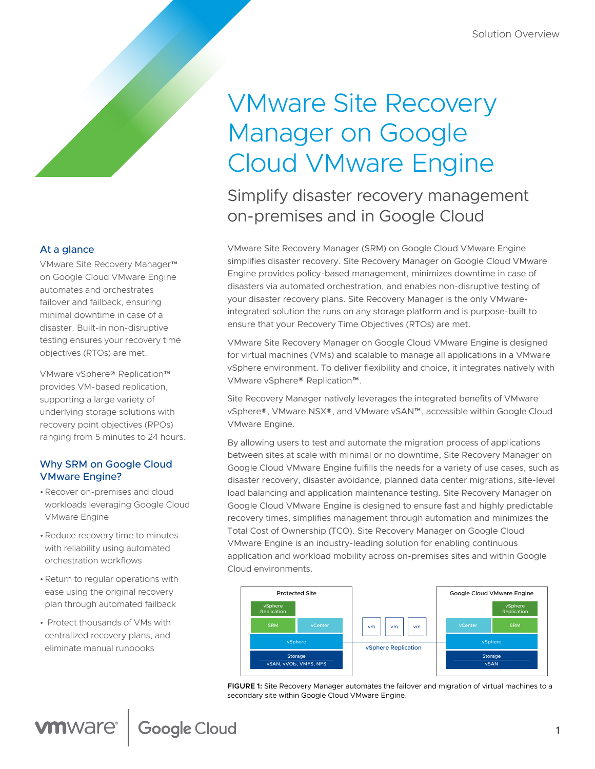# VMware Site Recovery Manager on Google Cloud VMware Engine

## Simplify disaster recovery management on-premises and in Google Cloud

### At a glance

VMware Site Recovery Manager™ on Google Cloud VMware Engine automates and orchestrates failover and failback, ensuring minimal downtime in case of a disaster. Built-in non-disruptive testing ensures your recovery time objectives (RTOs) are met.

VMware vSphere® Replication™ provides VM-based replication, supporting a large variety of underlying storage solutions with recovery point objectives (RPOs) ranging from 5 minutes to 24 hours.

### Why SRM on Google Cloud VMware Engine?

- Recover on-premises and cloud workloads leveraging Google Cloud VMware Engine
- Reduce recovery time to minutes with reliability using automated orchestration workflows
- Return to regular operations with ease using the original recovery plan through automated failback
- Protect thousands of VMs with centralized recovery plans, and eliminate manual runbooks

VMware Site Recovery Manager (SRM) on Google Cloud VMware Engine simplifies disaster recovery. Site Recovery Manager on Google Cloud VMware Engine provides policy-based management, minimizes downtime in case of disasters via automated orchestration, and enables non-disruptive testing of your disaster recovery plans. Site Recovery Manager is the only VMware-integrated solution the runs on any storage platform and is purpose-built to ensure that your Recovery Time Objectives (RTOs) are met.

VMware Site Recovery Manager on Google Cloud VMware Engine is designed for virtual machines (VMs) and scalable to manage all applications in a VMware vSphere environment. To deliver flexibility and choice, it integrates natively with VMware vSphere® Replication™.

Site Recovery Manager natively leverages the integrated benefits of VMware vSphere®, VMware NSX®, and VMware vSAN™, accessible within Google Cloud VMware Engine.

By allowing users to test and automate the migration process of applications between sites at scale with minimal or no downtime, Site Recovery Manager on Google Cloud VMware Engine fulfills the needs for a variety of use cases, such as disaster recovery, disaster avoidance, planned data center migrations, site-level load balancing and application maintenance testing. Site Recovery Manager on Google Cloud VMware Engine is designed to ensure fast and highly predictable recovery times, simplifies management through automation and minimizes the Total Cost of Ownership (TCO). Site Recovery Manager on Google Cloud VMware Engine is an industry-leading solution for enabling continuous application and workload mobility across on-premises sites and within Google Cloud environments.

| Protected Site | | vSphere Replication | Google Cloud VMware Engine | |
|---|---|---|---|---|
| | vSphere Replication | | vSphere Replication | |
| SRM | vCenter | vm vm vm | vCenter | SRM |
| vSphere | | | vSphere | |
| Storage: vSAN, vVOls, VMFS, NFS | | | Storage: vSAN | |

**FIGURE 1:** Site Recovery Manager automates the failover and migration of virtual machines to a secondary site within Google Cloud VMware Engine.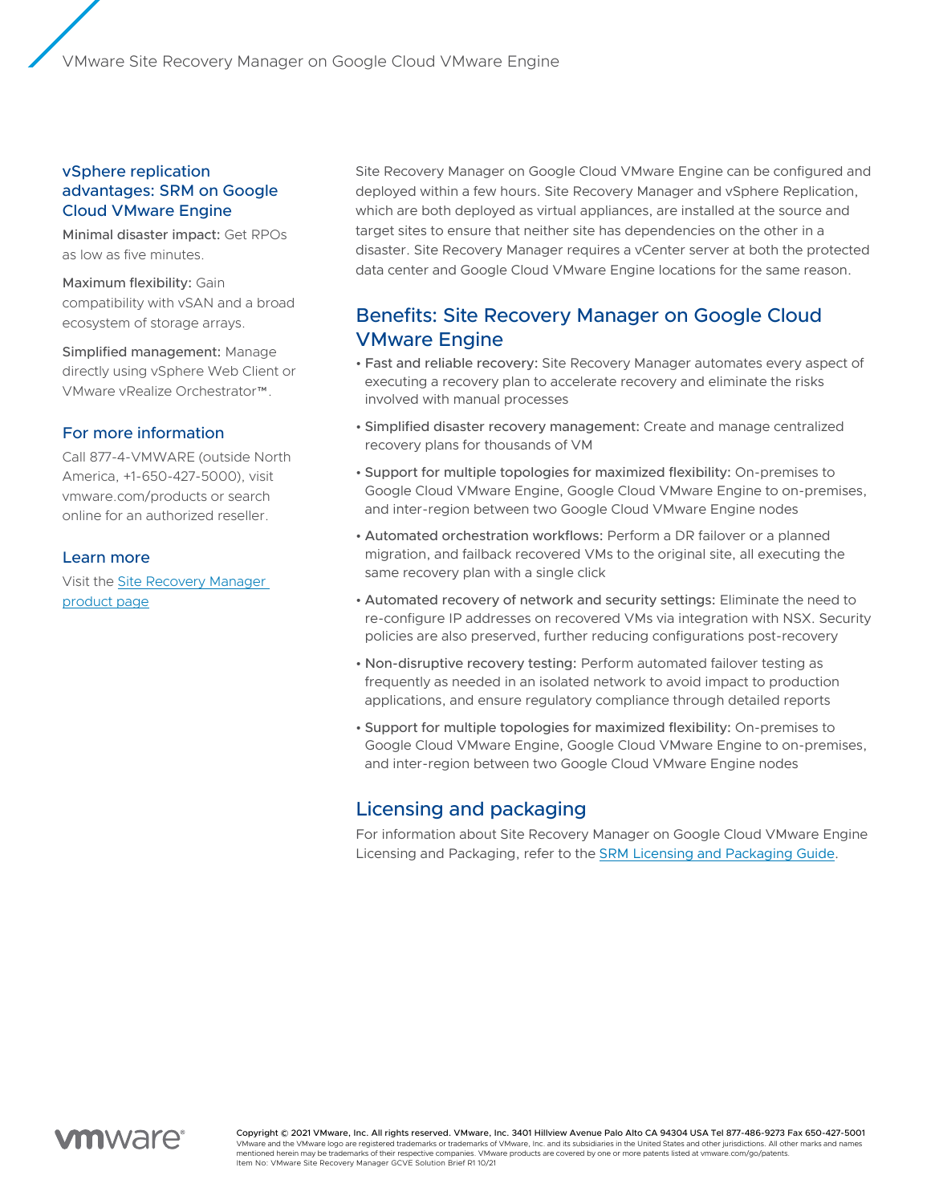## vSphere replication advantages: SRM on Google Cloud VMware Engine

**Minimal disaster impact:** Get RPOs as low as five minutes.

**Maximum flexibility:** Gain compatibility with vSAN and a broad ecosystem of storage arrays.

**Simplified management:** Manage directly using vSphere Web Client or VMware vRealize Orchestrator™.

## For more information

Call 877-4-VMWARE (outside North America, +1-650-427-5000), visit vmware.com/products or search online for an authorized reseller.

## Learn more

Visit the [Site Recovery Manager product page]()

Site Recovery Manager on Google Cloud VMware Engine can be configured and deployed within a few hours. Site Recovery Manager and vSphere Replication, which are both deployed as virtual appliances, are installed at the source and target sites to ensure that neither site has dependencies on the other in a disaster. Site Recovery Manager requires a vCenter server at both the protected data center and Google Cloud VMware Engine locations for the same reason.

## Benefits: Site Recovery Manager on Google Cloud VMware Engine

- **Fast and reliable recovery:** Site Recovery Manager automates every aspect of executing a recovery plan to accelerate recovery and eliminate the risks involved with manual processes
- **Simplified disaster recovery management:** Create and manage centralized recovery plans for thousands of VM
- **Support for multiple topologies for maximized flexibility:** On-premises to Google Cloud VMware Engine, Google Cloud VMware Engine to on-premises, and inter-region between two Google Cloud VMware Engine nodes
- **Automated orchestration workflows:** Perform a DR failover or a planned migration, and failback recovered VMs to the original site, all executing the same recovery plan with a single click
- **Automated recovery of network and security settings:** Eliminate the need to re-configure IP addresses on recovered VMs via integration with NSX. Security policies are also preserved, further reducing configurations post-recovery
- **Non-disruptive recovery testing:** Perform automated failover testing as frequently as needed in an isolated network to avoid impact to production applications, and ensure regulatory compliance through detailed reports
- **Support for multiple topologies for maximized flexibility:** On-premises to Google Cloud VMware Engine, Google Cloud VMware Engine to on-premises, and inter-region between two Google Cloud VMware Engine nodes

## Licensing and packaging

For information about Site Recovery Manager on Google Cloud VMware Engine Licensing and Packaging, refer to the [SRM Licensing and Packaging Guide]().

Copyright © 2021 VMware, Inc. All rights reserved. VMware, Inc. 3401 Hillview Avenue Palo Alto CA 94304 USA Tel 877-486-9273 Fax 650-427-5001
VMware and the VMware logo are registered trademarks or trademarks of VMware, Inc. and its subsidiaries in the United States and other jurisdictions. All other marks and names mentioned herein may be trademarks of their respective companies. VMware products are covered by one or more patents listed at vmware.com/go/patents.
Item No: VMware Site Recovery Manager GCVE Solution Brief R1 10/21